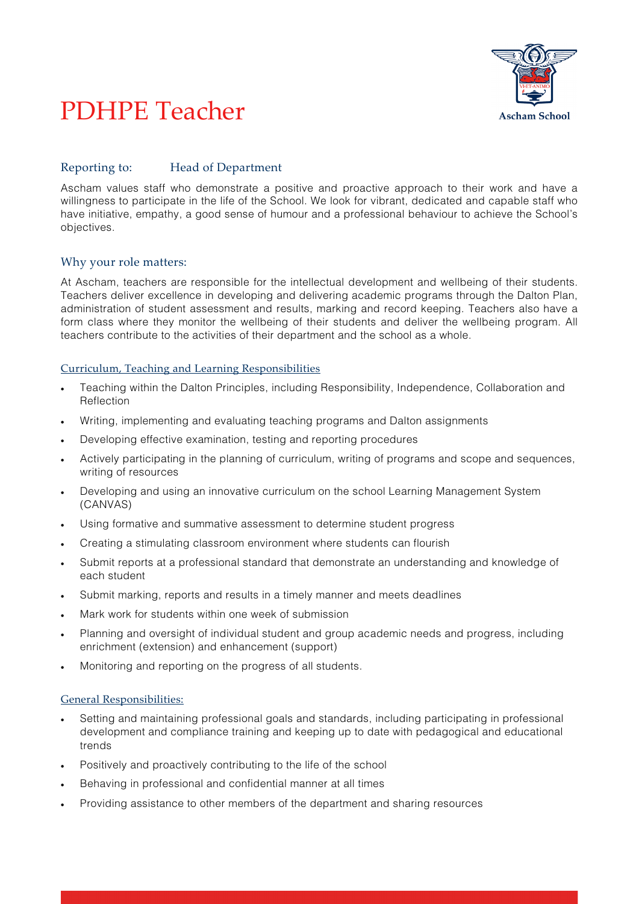# PDHPE Teacher

Ascham School

## Reporting to: Head of Department

Ascham values staff who demonstrate a positive and proactive approach to their work and have a willingness to participate in the life of the School. We look for vibrant, dedicated and capable staff who have initiative, empathy, a good sense of humour and a professional behaviour to achieve the School's objectives.

## Why your role matters:

At Ascham, teachers are responsible for the intellectual development and wellbeing of their students. Teachers deliver excellence in developing and delivering academic programs through the Dalton Plan, administration of student assessment and results, marking and record keeping. Teachers also have a form class where they monitor the wellbeing of their students and deliver the wellbeing program. All teachers contribute to the activities of their department and the school as a whole.

### Curriculum, Teaching and Learning Responsibilities

- Teaching within the Dalton Principles, including Responsibility, Independence, Collaboration and Reflection
- Writing, implementing and evaluating teaching programs and Dalton assignments
- Developing effective examination, testing and reporting procedures
- Actively participating in the planning of curriculum, writing of programs and scope and sequences, writing of resources
- Developing and using an innovative curriculum on the school Learning Management System (CANVAS)
- Using formative and summative assessment to determine student progress
- Creating a stimulating classroom environment where students can flourish
- Submit reports at a professional standard that demonstrate an understanding and knowledge of each student
- Submit marking, reports and results in a timely manner and meets deadlines
- Mark work for students within one week of submission
- Planning and oversight of individual student and group academic needs and progress, including enrichment (extension) and enhancement (support)
- Monitoring and reporting on the progress of all students.

### General Responsibilities:

- Setting and maintaining professional goals and standards, including participating in professional development and compliance training and keeping up to date with pedagogical and educational trends
- Positively and proactively contributing to the life of the school
- Behaving in professional and confidential manner at all times
- Providing assistance to other members of the department and sharing resources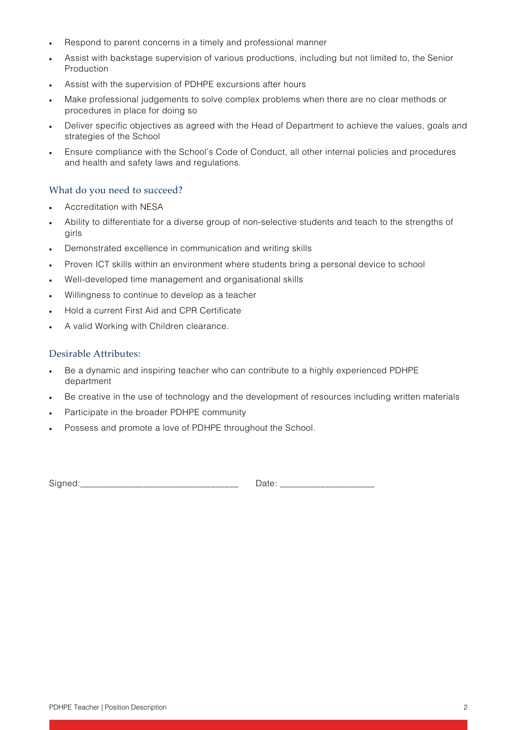- Respond to parent concerns in a timely and professional manner
- Assist with backstage supervision of various productions, including but not limited to, the Senior Production
- Assist with the supervision of PDHPE excursions after hours
- Make professional judgements to solve complex problems when there are no clear methods or procedures in place for doing so
- Deliver specific objectives as agreed with the Head of Department to achieve the values, goals and strategies of the School
- Ensure compliance with the School's Code of Conduct, all other internal policies and procedures and health and safety laws and regulations.

## What do you need to succeed?

- Accreditation with NESA
- Ability to differentiate for a diverse group of non-selective students and teach to the strengths of girls
- Demonstrated excellence in communication and writing skills
- Proven ICT skills within an environment where students bring a personal device to school
- Well-developed time management and organisational skills
- Willingness to continue to develop as a teacher
- Hold a current First Aid and CPR Certificate
- A valid Working with Children clearance.

## Desirable Attributes:

- Be a dynamic and inspiring teacher who can contribute to a highly experienced PDHPE department
- Be creative in the use of technology and the development of resources including written materials
- Participate in the broader PDHPE community
- Possess and promote a love of PDHPE throughout the School.

Signed:________________________________ Date: ___________________